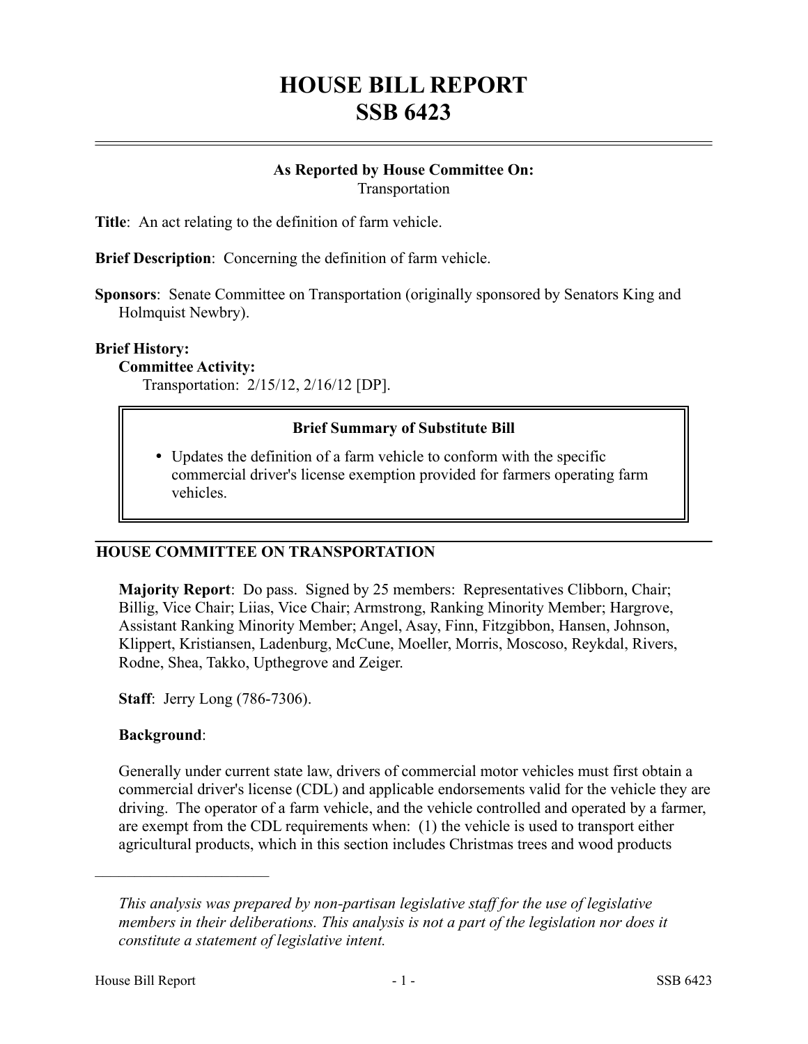# HOUSE BILL REPORT
# SSB 6423

**As Reported by House Committee On:**
Transportation

**Title**: An act relating to the definition of farm vehicle.

**Brief Description**: Concerning the definition of farm vehicle.

**Sponsors**: Senate Committee on Transportation (originally sponsored by Senators King and Holmquist Newbry).

**Brief History:**

**Committee Activity:**

Transportation: 2/15/12, 2/16/12 [DP].

**Brief Summary of Substitute Bill**

- Updates the definition of a farm vehicle to conform with the specific commercial driver's license exemption provided for farmers operating farm vehicles.

## HOUSE COMMITTEE ON TRANSPORTATION

**Majority Report**: Do pass. Signed by 25 members: Representatives Clibborn, Chair; Billig, Vice Chair; Liias, Vice Chair; Armstrong, Ranking Minority Member; Hargrove, Assistant Ranking Minority Member; Angel, Asay, Finn, Fitzgibbon, Hansen, Johnson, Klippert, Kristiansen, Ladenburg, McCune, Moeller, Morris, Moscoso, Reykdal, Rivers, Rodne, Shea, Takko, Upthegrove and Zeiger.

**Staff**: Jerry Long (786-7306).

**Background**:

Generally under current state law, drivers of commercial motor vehicles must first obtain a commercial driver's license (CDL) and applicable endorsements valid for the vehicle they are driving. The operator of a farm vehicle, and the vehicle controlled and operated by a farmer, are exempt from the CDL requirements when: (1) the vehicle is used to transport either agricultural products, which in this section includes Christmas trees and wood products

---

*This analysis was prepared by non-partisan legislative staff for the use of legislative members in their deliberations. This analysis is not a part of the legislation nor does it constitute a statement of legislative intent.*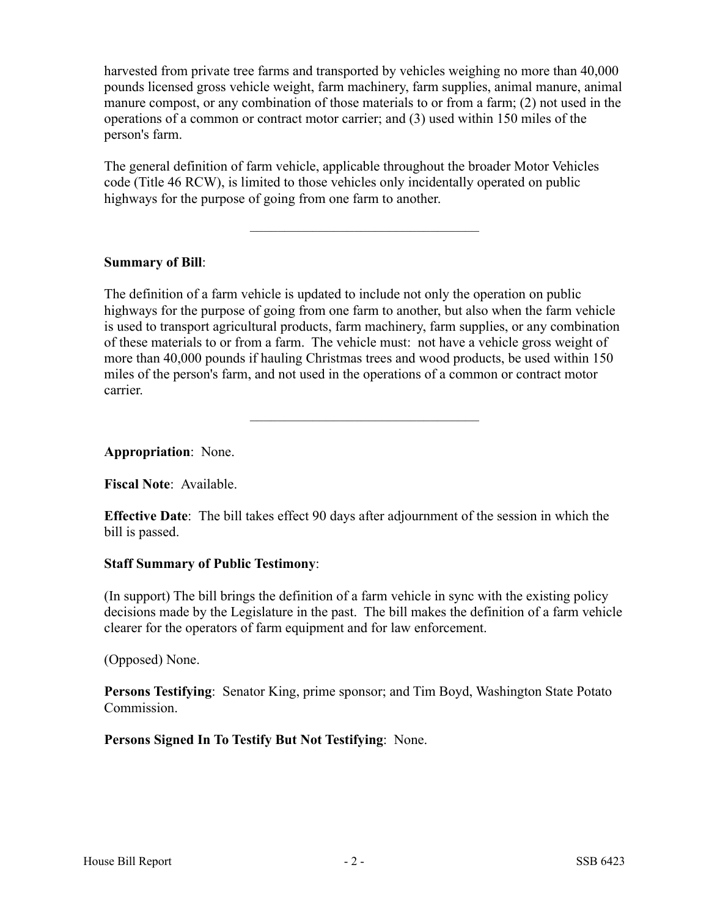harvested from private tree farms and transported by vehicles weighing no more than 40,000 pounds licensed gross vehicle weight, farm machinery, farm supplies, animal manure, animal manure compost, or any combination of those materials to or from a farm; (2) not used in the operations of a common or contract motor carrier; and (3) used within 150 miles of the person's farm.

The general definition of farm vehicle, applicable throughout the broader Motor Vehicles code (Title 46 RCW), is limited to those vehicles only incidentally operated on public highways for the purpose of going from one farm to another.

---

**Summary of Bill**:

The definition of a farm vehicle is updated to include not only the operation on public highways for the purpose of going from one farm to another, but also when the farm vehicle is used to transport agricultural products, farm machinery, farm supplies, or any combination of these materials to or from a farm. The vehicle must: not have a vehicle gross weight of more than 40,000 pounds if hauling Christmas trees and wood products, be used within 150 miles of the person's farm, and not used in the operations of a common or contract motor carrier.

---

**Appropriation**: None.

**Fiscal Note**: Available.

**Effective Date**: The bill takes effect 90 days after adjournment of the session in which the bill is passed.

**Staff Summary of Public Testimony**:

(In support) The bill brings the definition of a farm vehicle in sync with the existing policy decisions made by the Legislature in the past. The bill makes the definition of a farm vehicle clearer for the operators of farm equipment and for law enforcement.

(Opposed) None.

**Persons Testifying**: Senator King, prime sponsor; and Tim Boyd, Washington State Potato Commission.

**Persons Signed In To Testify But Not Testifying**: None.